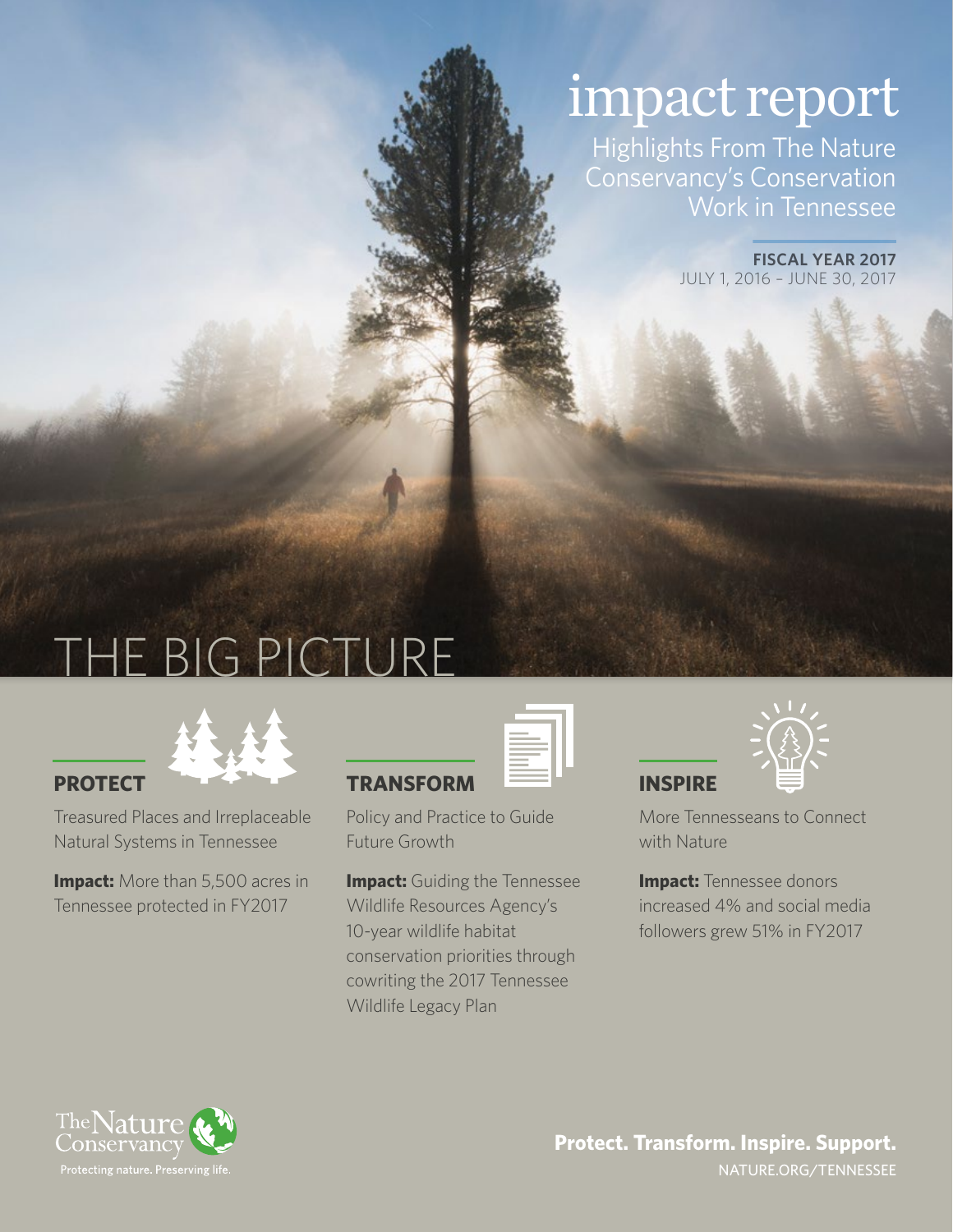# impact report

Highlights From The Nature Conservancy's Conservation Work in Tennessee

**FISCAL YEAR 2017**
JULY 1, 2016 – JUNE 30, 2017

## THE BIG PICTURE

### PROTECT

Treasured Places and Irreplaceable Natural Systems in Tennessee

**Impact:** More than 5,500 acres in Tennessee protected in FY2017

### TRANSFORM

Policy and Practice to Guide Future Growth

**Impact:** Guiding the Tennessee Wildlife Resources Agency's 10-year wildlife habitat conservation priorities through cowriting the 2017 Tennessee Wildlife Legacy Plan

### INSPIRE

More Tennesseans to Connect with Nature

**Impact:** Tennessee donors increased 4% and social media followers grew 51% in FY2017

The Nature Conservancy
Protecting nature. Preserving life.

**Protect. Transform. Inspire. Support.**
NATURE.ORG/TENNESSEE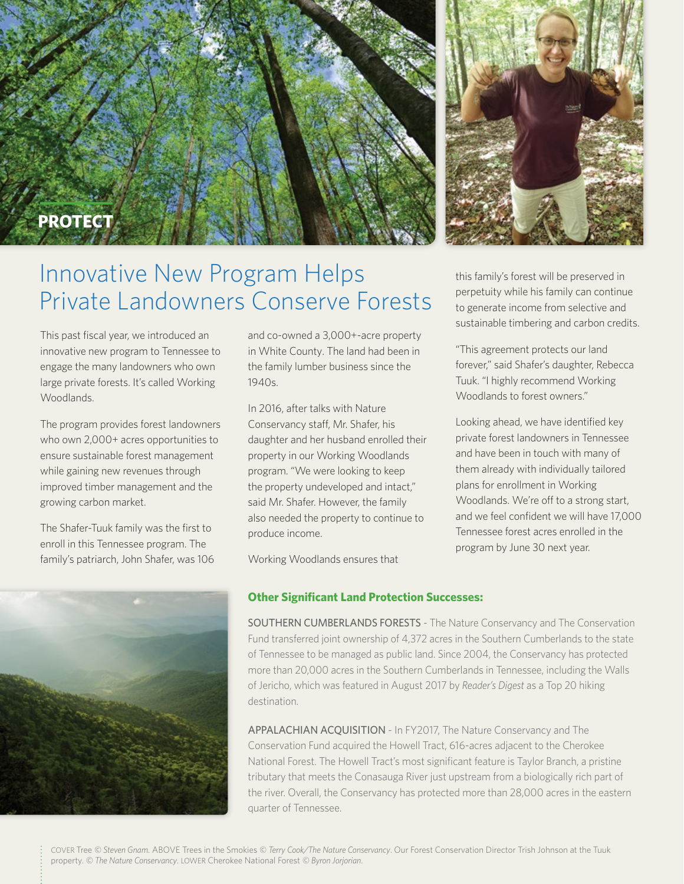PROTECT

# Innovative New Program Helps Private Landowners Conserve Forests

This past fiscal year, we introduced an innovative new program to Tennessee to engage the many landowners who own large private forests. It's called Working Woodlands.

The program provides forest landowners who own 2,000+ acres opportunities to ensure sustainable forest management while gaining new revenues through improved timber management and the growing carbon market.

The Shafer-Tuuk family was the first to enroll in this Tennessee program. The family's patriarch, John Shafer, was 106 and co-owned a 3,000+-acre property in White County. The land had been in the family lumber business since the 1940s.

In 2016, after talks with Nature Conservancy staff, Mr. Shafer, his daughter and her husband enrolled their property in our Working Woodlands program. "We were looking to keep the property undeveloped and intact," said Mr. Shafer. However, the family also needed the property to continue to produce income.

Working Woodlands ensures that this family's forest will be preserved in perpetuity while his family can continue to generate income from selective and sustainable timbering and carbon credits.

"This agreement protects our land forever," said Shafer's daughter, Rebecca Tuuk. "I highly recommend Working Woodlands to forest owners."

Looking ahead, we have identified key private forest landowners in Tennessee and have been in touch with many of them already with individually tailored plans for enrollment in Working Woodlands. We're off to a strong start, and we feel confident we will have 17,000 Tennessee forest acres enrolled in the program by June 30 next year.

### Other Significant Land Protection Successes:

SOUTHERN CUMBERLANDS FORESTS - The Nature Conservancy and The Conservation Fund transferred joint ownership of 4,372 acres in the Southern Cumberlands to the state of Tennessee to be managed as public land. Since 2004, the Conservancy has protected more than 20,000 acres in the Southern Cumberlands in Tennessee, including the Walls of Jericho, which was featured in August 2017 by *Reader's Digest* as a Top 20 hiking destination.

APPALACHIAN ACQUISITION - In FY2017, The Nature Conservancy and The Conservation Fund acquired the Howell Tract, 616-acres adjacent to the Cherokee National Forest. The Howell Tract's most significant feature is Taylor Branch, a pristine tributary that meets the Conasauga River just upstream from a biologically rich part of the river. Overall, the Conservancy has protected more than 28,000 acres in the eastern quarter of Tennessee.

COVER Tree © *Steven Gnam*. ABOVE Trees in the Smokies © *Terry Cook/The Nature Conservancy*. Our Forest Conservation Director Trish Johnson at the Tuuk property. © *The Nature Conservancy*. LOWER Cherokee National Forest © *Byron Jorjorian*.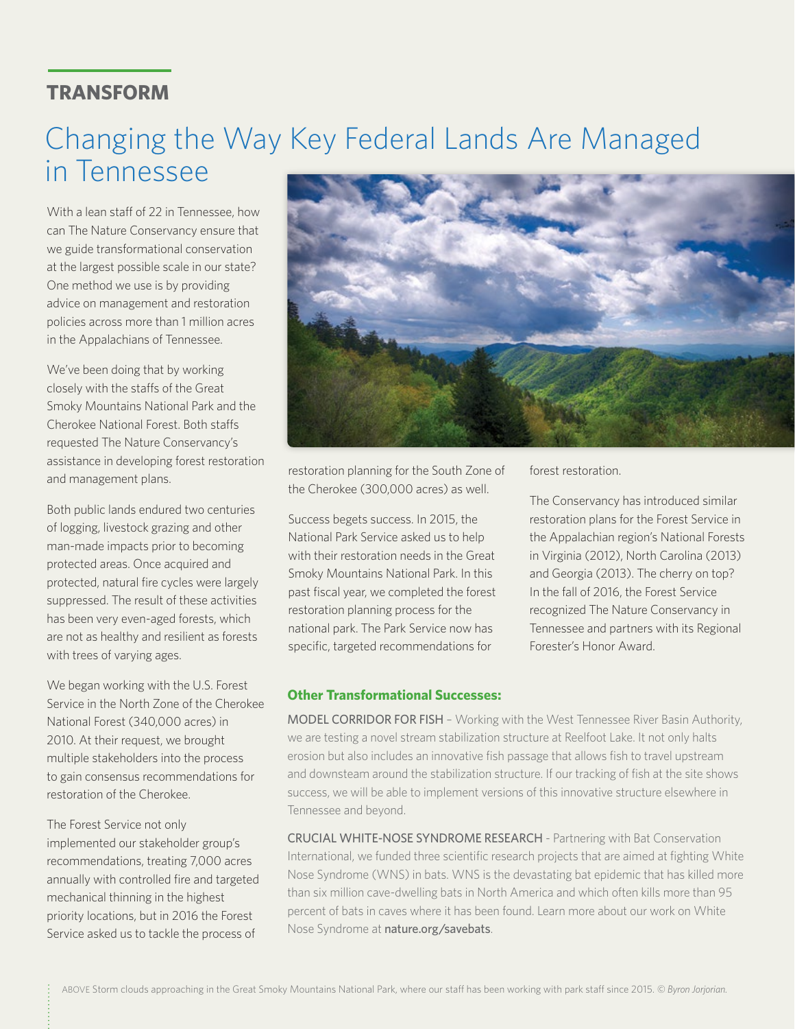## TRANSFORM

# Changing the Way Key Federal Lands Are Managed in Tennessee

With a lean staff of 22 in Tennessee, how can The Nature Conservancy ensure that we guide transformational conservation at the largest possible scale in our state? One method we use is by providing advice on management and restoration policies across more than 1 million acres in the Appalachians of Tennessee.

We've been doing that by working closely with the staffs of the Great Smoky Mountains National Park and the Cherokee National Forest. Both staffs requested The Nature Conservancy's assistance in developing forest restoration and management plans.

Both public lands endured two centuries of logging, livestock grazing and other man-made impacts prior to becoming protected areas. Once acquired and protected, natural fire cycles were largely suppressed. The result of these activities has been very even-aged forests, which are not as healthy and resilient as forests with trees of varying ages.

We began working with the U.S. Forest Service in the North Zone of the Cherokee National Forest (340,000 acres) in 2010. At their request, we brought multiple stakeholders into the process to gain consensus recommendations for restoration of the Cherokee.

The Forest Service not only implemented our stakeholder group's recommendations, treating 7,000 acres annually with controlled fire and targeted mechanical thinning in the highest priority locations, but in 2016 the Forest Service asked us to tackle the process of restoration planning for the South Zone of the Cherokee (300,000 acres) as well.

Success begets success. In 2015, the National Park Service asked us to help with their restoration needs in the Great Smoky Mountains National Park. In this past fiscal year, we completed the forest restoration planning process for the national park. The Park Service now has specific, targeted recommendations for forest restoration.

The Conservancy has introduced similar restoration plans for the Forest Service in the Appalachian region's National Forests in Virginia (2012), North Carolina (2013) and Georgia (2013). The cherry on top? In the fall of 2016, the Forest Service recognized The Nature Conservancy in Tennessee and partners with its Regional Forester's Honor Award.

### Other Transformational Successes:

MODEL CORRIDOR FOR FISH – Working with the West Tennessee River Basin Authority, we are testing a novel stream stabilization structure at Reelfoot Lake. It not only halts erosion but also includes an innovative fish passage that allows fish to travel upstream and downsteam around the stabilization structure. If our tracking of fish at the site shows success, we will be able to implement versions of this innovative structure elsewhere in Tennessee and beyond.

CRUCIAL WHITE-NOSE SYNDROME RESEARCH - Partnering with Bat Conservation International, we funded three scientific research projects that are aimed at fighting White Nose Syndrome (WNS) in bats. WNS is the devastating bat epidemic that has killed more than six million cave-dwelling bats in North America and which often kills more than 95 percent of bats in caves where it has been found. Learn more about our work on White Nose Syndrome at **nature.org/savebats**.

ABOVE Storm clouds approaching in the Great Smoky Mountains National Park, where our staff has been working with park staff since 2015. © *Byron Jorjorian.*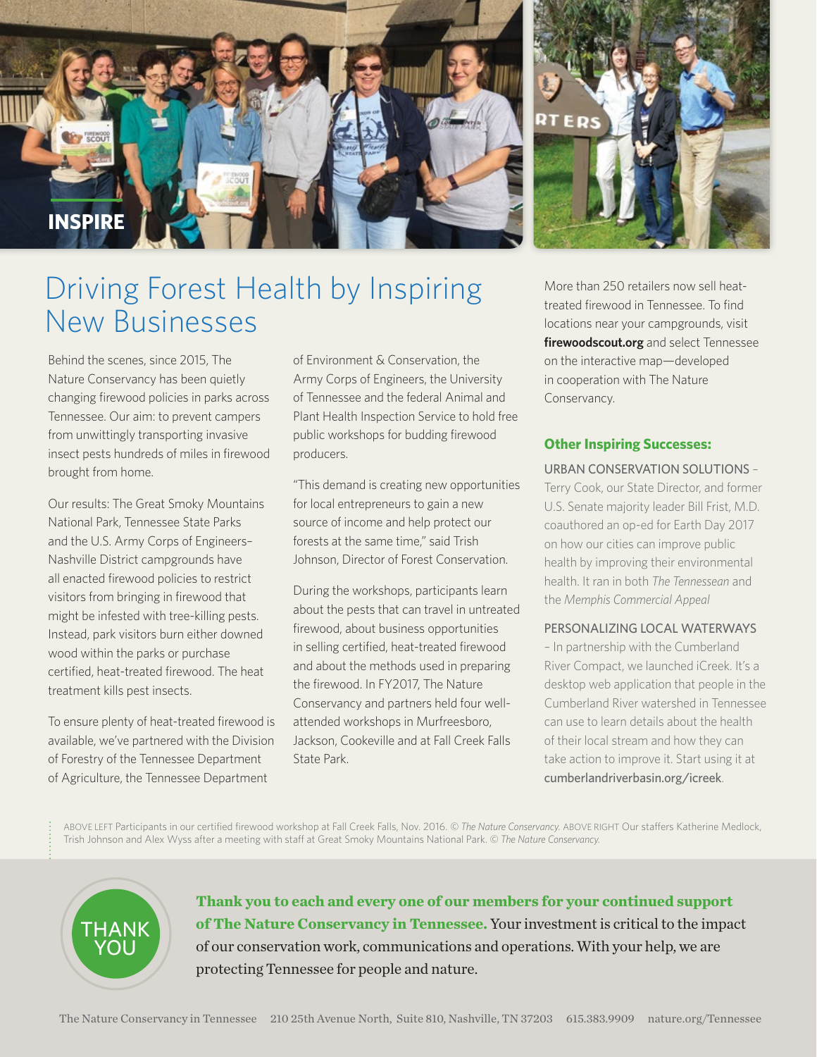INSPIRE

# Driving Forest Health by Inspiring New Businesses

Behind the scenes, since 2015, The Nature Conservancy has been quietly changing firewood policies in parks across Tennessee. Our aim: to prevent campers from unwittingly transporting invasive insect pests hundreds of miles in firewood brought from home.

Our results: The Great Smoky Mountains National Park, Tennessee State Parks and the U.S. Army Corps of Engineers–Nashville District campgrounds have all enacted firewood policies to restrict visitors from bringing in firewood that might be infested with tree-killing pests. Instead, park visitors burn either downed wood within the parks or purchase certified, heat-treated firewood. The heat treatment kills pest insects.

To ensure plenty of heat-treated firewood is available, we've partnered with the Division of Forestry of the Tennessee Department of Agriculture, the Tennessee Department of Environment & Conservation, the Army Corps of Engineers, the University of Tennessee and the federal Animal and Plant Health Inspection Service to hold free public workshops for budding firewood producers.

"This demand is creating new opportunities for local entrepreneurs to gain a new source of income and help protect our forests at the same time," said Trish Johnson, Director of Forest Conservation.

During the workshops, participants learn about the pests that can travel in untreated firewood, about business opportunities in selling certified, heat-treated firewood and about the methods used in preparing the firewood. In FY2017, The Nature Conservancy and partners held four well-attended workshops in Murfreesboro, Jackson, Cookeville and at Fall Creek Falls State Park.

More than 250 retailers now sell heat-treated firewood in Tennessee. To find locations near your campgrounds, visit **firewoodscout.org** and select Tennessee on the interactive map—developed in cooperation with The Nature Conservancy.

### Other Inspiring Successes:

URBAN CONSERVATION SOLUTIONS – Terry Cook, our State Director, and former U.S. Senate majority leader Bill Frist, M.D. coauthored an op-ed for Earth Day 2017 on how our cities can improve public health by improving their environmental health. It ran in both *The Tennessean* and the *Memphis Commercial Appeal*

PERSONALIZING LOCAL WATERWAYS – In partnership with the Cumberland River Compact, we launched iCreek. It's a desktop web application that people in the Cumberland River watershed in Tennessee can use to learn details about the health of their local stream and how they can take action to improve it. Start using it at cumberlandriverbasin.org/icreek.

ABOVE LEFT Participants in our certified firewood workshop at Fall Creek Falls, Nov. 2016. © *The Nature Conservancy.* ABOVE RIGHT Our staffers Katherine Medlock, Trish Johnson and Alex Wyss after a meeting with staff at Great Smoky Mountains National Park. © *The Nature Conservancy.*

THANK YOU

**Thank you to each and every one of our members for your continued support of The Nature Conservancy in Tennessee.** Your investment is critical to the impact of our conservation work, communications and operations. With your help, we are protecting Tennessee for people and nature.

The Nature Conservancy in Tennessee 210 25th Avenue North, Suite 810, Nashville, TN 37203 615.383.9909 nature.org/Tennessee